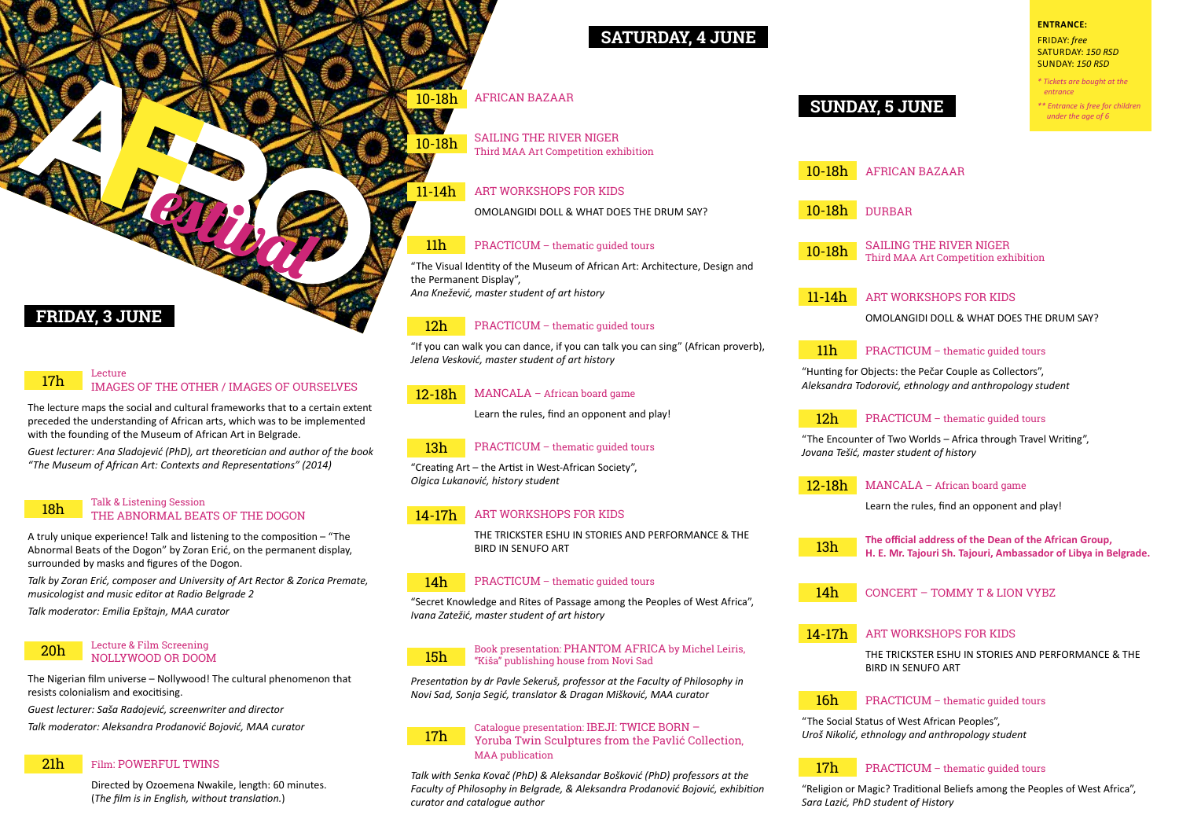# AFRO festival

**ENTRANCE:**

FRIDAY: *free*
SATURDAY: *150 RSD*
SUNDAY: *150 RSD*

*\* Tickets are bought at the entrance*

*\*\* Entrance is free for children under the age of 6*

## FRIDAY, 3 JUNE

**17h** Lecture
**IMAGES OF THE OTHER / IMAGES OF OURSELVES**

The lecture maps the social and cultural frameworks that to a certain extent preceded the understanding of African arts, which was to be implemented with the founding of the Museum of African Art in Belgrade.

*Guest lecturer: Ana Sladojević (PhD), art theoretician and author of the book "The Museum of African Art: Contexts and Representations" (2014)*

**18h** Talk & Listening Session
**THE ABNORMAL BEATS OF THE DOGON**

A truly unique experience! Talk and listening to the composition – "The Abnormal Beats of the Dogon" by Zoran Erić, on the permanent display, surrounded by masks and figures of the Dogon.

*Talk by Zoran Erić, composer and University of Art Rector & Zorica Premate, musicologist and music editor at Radio Belgrade 2*

*Talk moderator: Emilia Epštajn, MAA curator*

**20h** Lecture & Film Screening
**NOLLYWOOD OR DOOM**

The Nigerian film universe – Nollywood! The cultural phenomenon that resists colonialism and exocitising.

*Guest lecturer: Saša Radojević, screenwriter and director*

*Talk moderator: Aleksandra Prodanović Bojović, MAA curator*

**21h** Film: **POWERFUL TWINS**

Directed by Ozoemena Nwakile, length: 60 minutes.
(*The film is in English, without translation.*)

## SATURDAY, 4 JUNE

**10-18h** AFRICAN BAZAAR

**10-18h** SAILING THE RIVER NIGER
Third MAA Art Competition exhibition

**11-14h** ART WORKSHOPS FOR KIDS

OMOLANGIDI DOLL & WHAT DOES THE DRUM SAY?

**11h** PRACTICUM – thematic guided tours

"The Visual Identity of the Museum of African Art: Architecture, Design and the Permanent Display",
*Ana Knežević, master student of art history*

**12h** PRACTICUM – thematic guided tours

"If you can walk you can dance, if you can talk you can sing" (African proverb),
*Jelena Vesković, master student of art history*

**12-18h** MANCALA – African board game

Learn the rules, find an opponent and play!

**13h** PRACTICUM – thematic guided tours

"Creating Art – the Artist in West-African Society",
*Olgica Lukanović, history student*

**14-17h** ART WORKSHOPS FOR KIDS

THE TRICKSTER ESHU IN STORIES AND PERFORMANCE & THE BIRD IN SENUFO ART

**14h** PRACTICUM – thematic guided tours

"Secret Knowledge and Rites of Passage among the Peoples of West Africa",
*Ivana Zatežić, master student of art history*

**15h** Book presentation: PHANTOM AFRICA by Michel Leiris, "Kiša" publishing house from Novi Sad

*Presentation by dr Pavle Sekeruš, professor at the Faculty of Philosophy in Novi Sad, Sonja Segić, translator & Dragan Mišković, MAA curator*

**17h** Catalogue presentation: IBEJI: TWICE BORN – Yoruba Twin Sculptures from the Pavlić Collection, MAA publication

*Talk with Senka Kovač (PhD) & Aleksandar Bošković (PhD) professors at the Faculty of Philosophy in Belgrade, & Aleksandra Prodanović Bojović, exhibition curator and catalogue author*

## SUNDAY, 5 JUNE

**10-18h** AFRICAN BAZAAR

**10-18h** DURBAR

**10-18h** SAILING THE RIVER NIGER
Third MAA Art Competition exhibition

**11-14h** ART WORKSHOPS FOR KIDS

OMOLANGIDI DOLL & WHAT DOES THE DRUM SAY?

**11h** PRACTICUM – thematic guided tours

"Hunting for Objects: the Pečar Couple as Collectors",
*Aleksandra Todorović, ethnology and anthropology student*

**12h** PRACTICUM – thematic guided tours

"The Encounter of Two Worlds – Africa through Travel Writing",
*Jovana Tešić, master student of history*

**12-18h** MANCALA – African board game

Learn the rules, find an opponent and play!

**13h** **The official address of the Dean of the African Group, H. E. Mr. Tajouri Sh. Tajouri, Ambassador of Libya in Belgrade.**

**14h** CONCERT – TOMMY T & LION VYBZ

**14-17h** ART WORKSHOPS FOR KIDS

THE TRICKSTER ESHU IN STORIES AND PERFORMANCE & THE BIRD IN SENUFO ART

**16h** PRACTICUM – thematic guided tours

"The Social Status of West African Peoples",
*Uroš Nikolić, ethnology and anthropology student*

**17h** PRACTICUM – thematic guided tours

"Religion or Magic? Traditional Beliefs among the Peoples of West Africa",
*Sara Lazić, PhD student of History*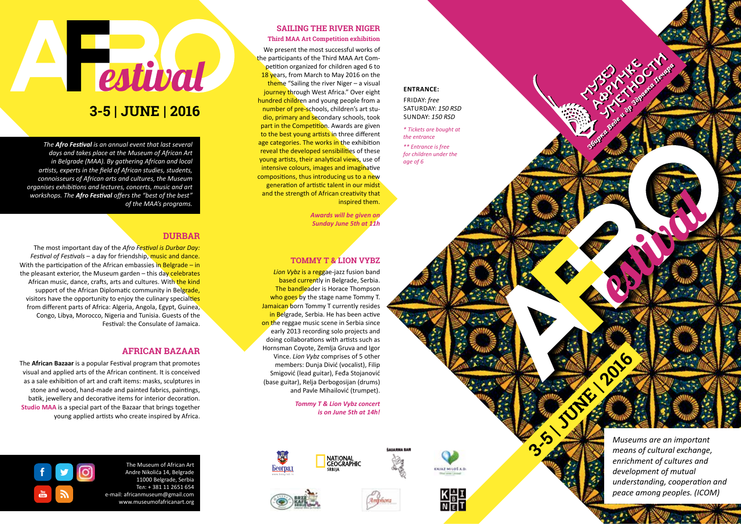# AFRO *Festival*

## 3-5 | JUNE | 2016

*The **Afro Festival** is an annual event that last several days and takes place at the Museum of African Art in Belgrade (MAA). By gathering African and local artists, experts in the field of African studies, students, connoisseurs of African arts and cultures, the Museum organises exhibitions and lectures, concerts, music and art workshops. The **Afro Festival** offers the "best of the best" of the MAA's programs.*

## DURBAR

The most important day of the *Afro Festival is Durbar Day: Festival of Festivals* – a day for friendship, music and dance. With the participation of the African embassies in Belgrade – in the pleasant exterior, the Museum garden – this day celebrates African music, dance, crafts, arts and cultures. With the kind support of the African Diplomatic community in Belgrade, visitors have the opportunity to enjoy the culinary specialties from different parts of Africa: Algeria, Angola, Egypt, Guinea, Congo, Libya, Morocco, Nigeria and Tunisia. Guests of the Festival: the Consulate of Jamaica.

## AFRICAN BAZAAR

The **African Bazaar** is a popular Festival program that promotes visual and applied arts of the African continent. It is conceived as a sale exhibition of art and craft items: masks, sculptures in stone and wood, hand-made and painted fabrics, paintings, batik, jewellery and decorative items for interior decoration. **Studio MAA** is a special part of the Bazaar that brings together young applied artists who create inspired by Africa.

The Museum of African Art
Andre Nikolića 14, Belgrade
11000 Belgrade, Serbia
Тел: + 381 11 2651 654
e-mail: africanmuseum@gmail.com
www.museumofafricanart.org

## SAILING THE RIVER NIGER

### Third MAA Art Competition exhibition

We present the most successful works of the participants of the Third MAA Art Competition organized for children aged 6 to 18 years, from March to May 2016 on the theme "Sailing the river Niger – a visual journey through West Africa." Over eight hundred children and young people from a number of pre-schools, children's art studio, primary and secondary schools, took part in the Competition. Awards are given to the best young artists in three different age categories. The works in the exhibition reveal the developed sensibilities of these young artists, their analytical views, use of intensive colours, images and imaginative compositions, thus introducing us to a new generation of artistic talent in our midst and the strength of African creativity that inspired them.

***Awards will be given on Sunday June 5th at 11h***

## TOMMY T & LION VYBZ

*Lion Vybz* is a reggae-jazz fusion band based currently in Belgrade, Serbia. The bandleader is Horace Thompson who goes by the stage name Tommy T. Jamaican born Tommy T currently resides in Belgrade, Serbia. He has been active on the reggae music scene in Serbia since early 2013 recording solo projects and doing collaborations with artists such as Hornsman Coyote, Zemlja Gruva and Igor Vince. *Lion Vybz* comprises of 5 other members: Dunja Divić (vocalist), Filip Smigović (lead guitar), Feđa Stojanović (base guitar), Relja Derbogosijan (drums) and Pavle Mihailović (trumpet).

***Tommy T & Lion Vybz concert is on June 5th at 14h!***

**ENTRANCE:**

FRIDAY: *free*
SATURDAY: *150 RSD*
SUNDAY: *150 RSD*

** Tickets are bought at the entrance*

*** Entrance is free for children under the age of 6*

Београд
NATIONAL GEOGRAPHIC SRBIJA
ŠAUARMA BAR
KNJAZ MILOŠ A.D.
Amphora
KBNET

МУЗЕЈ АФРИЧКЕ УМЕТНОСТИ
Збирка Веде и др Здравка Пећара

AFRO *Festival*

3-5 | JUNE | 2016

*Museums are an important means of cultural exchange, enrichment of cultures and development of mutual understanding, cooperation and peace among peoples. (ICOM)*